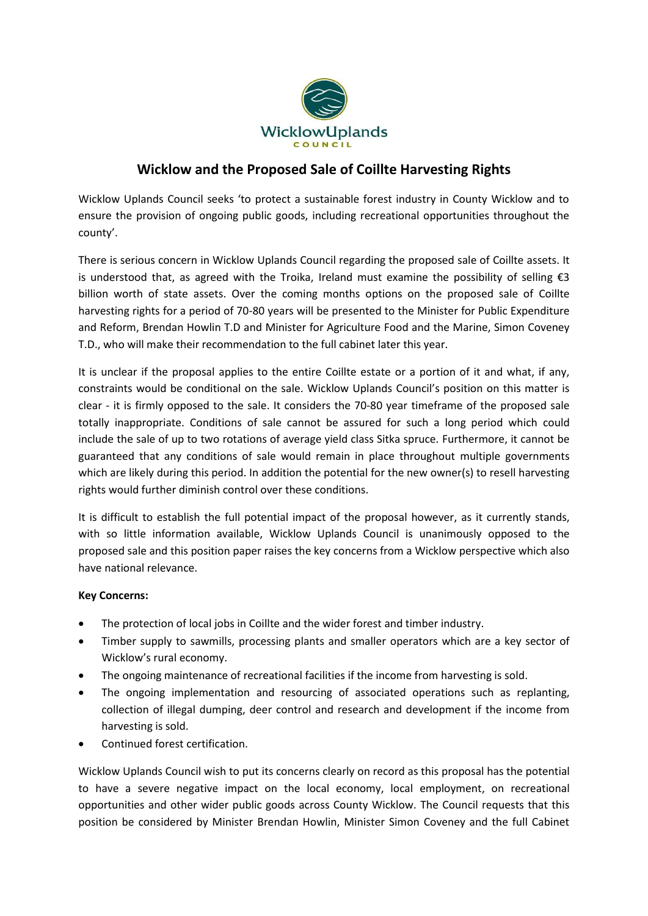# Wicklow and the Proposed Sale of Coillte Harvesting Rights

Wicklow Uplands Council seeks 'to protect a sustainable forest industry in County Wicklow and to ensure the provision of ongoing public goods, including recreational opportunities throughout the county'.

There is serious concern in Wicklow Uplands Council regarding the proposed sale of Coillte assets. It is understood that, as agreed with the Troika, Ireland must examine the possibility of selling €3 billion worth of state assets. Over the coming months options on the proposed sale of Coillte harvesting rights for a period of 70-80 years will be presented to the Minister for Public Expenditure and Reform, Brendan Howlin T.D and Minister for Agriculture Food and the Marine, Simon Coveney T.D., who will make their recommendation to the full cabinet later this year.

It is unclear if the proposal applies to the entire Coillte estate or a portion of it and what, if any, constraints would be conditional on the sale. Wicklow Uplands Council's position on this matter is clear - it is firmly opposed to the sale. It considers the 70-80 year timeframe of the proposed sale totally inappropriate. Conditions of sale cannot be assured for such a long period which could include the sale of up to two rotations of average yield class Sitka spruce. Furthermore, it cannot be guaranteed that any conditions of sale would remain in place throughout multiple governments which are likely during this period. In addition the potential for the new owner(s) to resell harvesting rights would further diminish control over these conditions.

It is difficult to establish the full potential impact of the proposal however, as it currently stands, with so little information available, Wicklow Uplands Council is unanimously opposed to the proposed sale and this position paper raises the key concerns from a Wicklow perspective which also have national relevance.

**Key Concerns:**

- The protection of local jobs in Coillte and the wider forest and timber industry.
- Timber supply to sawmills, processing plants and smaller operators which are a key sector of Wicklow's rural economy.
- The ongoing maintenance of recreational facilities if the income from harvesting is sold.
- The ongoing implementation and resourcing of associated operations such as replanting, collection of illegal dumping, deer control and research and development if the income from harvesting is sold.
- Continued forest certification.

Wicklow Uplands Council wish to put its concerns clearly on record as this proposal has the potential to have a severe negative impact on the local economy, local employment, on recreational opportunities and other wider public goods across County Wicklow. The Council requests that this position be considered by Minister Brendan Howlin, Minister Simon Coveney and the full Cabinet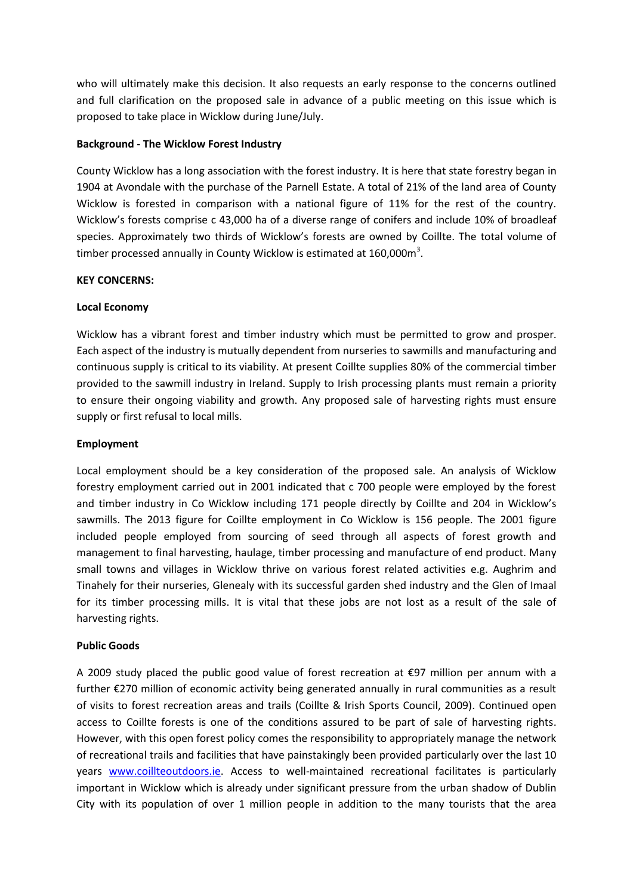who will ultimately make this decision. It also requests an early response to the concerns outlined and full clarification on the proposed sale in advance of a public meeting on this issue which is proposed to take place in Wicklow during June/July.

**Background - The Wicklow Forest Industry**

County Wicklow has a long association with the forest industry. It is here that state forestry began in 1904 at Avondale with the purchase of the Parnell Estate. A total of 21% of the land area of County Wicklow is forested in comparison with a national figure of 11% for the rest of the country. Wicklow's forests comprise c 43,000 ha of a diverse range of conifers and include 10% of broadleaf species. Approximately two thirds of Wicklow's forests are owned by Coillte. The total volume of timber processed annually in County Wicklow is estimated at 160,000m$^3$.

**KEY CONCERNS:**

**Local Economy**

Wicklow has a vibrant forest and timber industry which must be permitted to grow and prosper. Each aspect of the industry is mutually dependent from nurseries to sawmills and manufacturing and continuous supply is critical to its viability. At present Coillte supplies 80% of the commercial timber provided to the sawmill industry in Ireland. Supply to Irish processing plants must remain a priority to ensure their ongoing viability and growth. Any proposed sale of harvesting rights must ensure supply or first refusal to local mills.

**Employment**

Local employment should be a key consideration of the proposed sale. An analysis of Wicklow forestry employment carried out in 2001 indicated that c 700 people were employed by the forest and timber industry in Co Wicklow including 171 people directly by Coillte and 204 in Wicklow's sawmills. The 2013 figure for Coillte employment in Co Wicklow is 156 people. The 2001 figure included people employed from sourcing of seed through all aspects of forest growth and management to final harvesting, haulage, timber processing and manufacture of end product. Many small towns and villages in Wicklow thrive on various forest related activities e.g. Aughrim and Tinahely for their nurseries, Glenealy with its successful garden shed industry and the Glen of Imaal for its timber processing mills. It is vital that these jobs are not lost as a result of the sale of harvesting rights.

**Public Goods**

A 2009 study placed the public good value of forest recreation at €97 million per annum with a further €270 million of economic activity being generated annually in rural communities as a result of visits to forest recreation areas and trails (Coillte & Irish Sports Council, 2009). Continued open access to Coillte forests is one of the conditions assured to be part of sale of harvesting rights. However, with this open forest policy comes the responsibility to appropriately manage the network of recreational trails and facilities that have painstakingly been provided particularly over the last 10 years [www.coillteoutdoors.ie](http://www.coillteoutdoors.ie). Access to well-maintained recreational facilitates is particularly important in Wicklow which is already under significant pressure from the urban shadow of Dublin City with its population of over 1 million people in addition to the many tourists that the area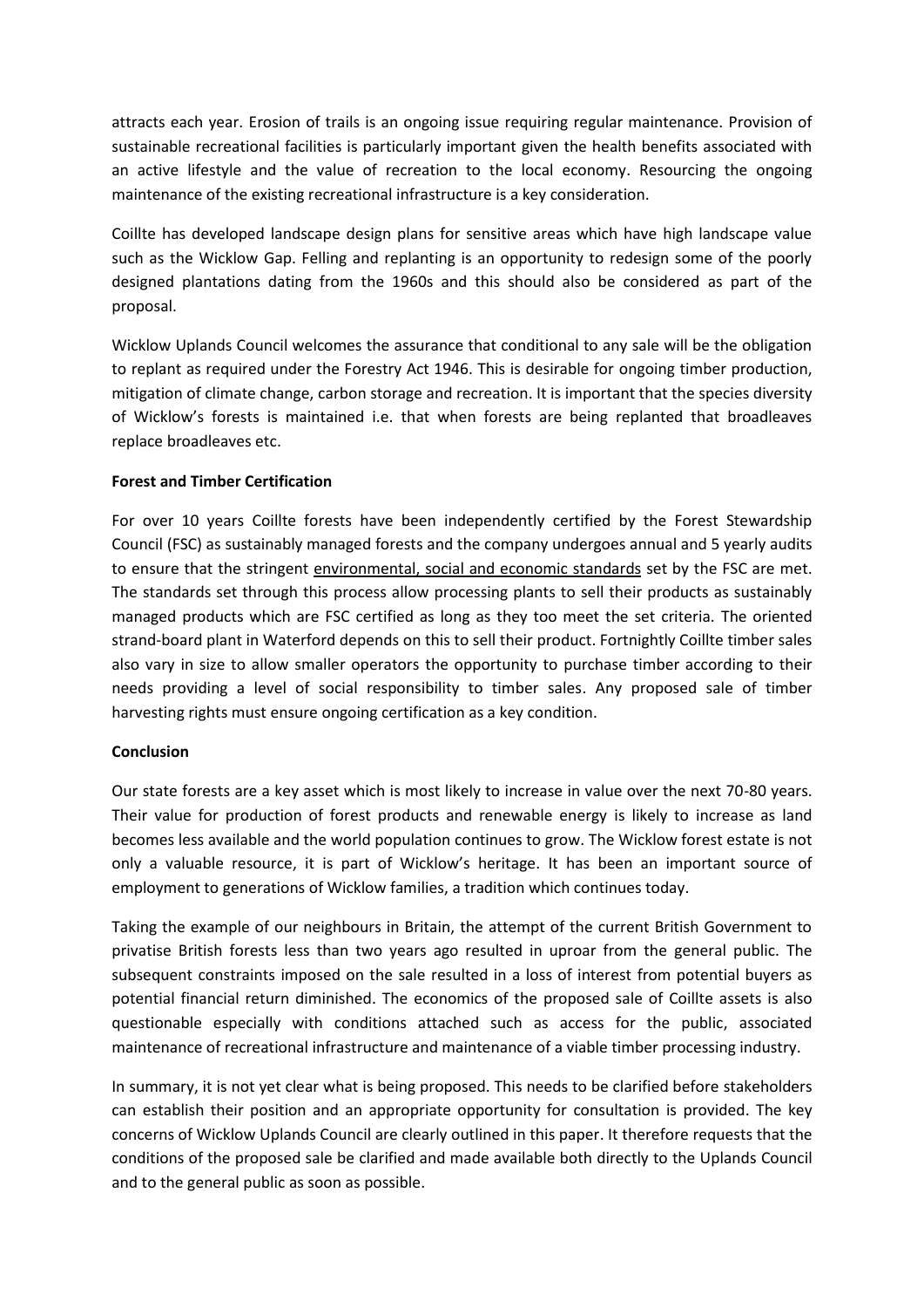attracts each year. Erosion of trails is an ongoing issue requiring regular maintenance. Provision of sustainable recreational facilities is particularly important given the health benefits associated with an active lifestyle and the value of recreation to the local economy. Resourcing the ongoing maintenance of the existing recreational infrastructure is a key consideration.

Coillte has developed landscape design plans for sensitive areas which have high landscape value such as the Wicklow Gap. Felling and replanting is an opportunity to redesign some of the poorly designed plantations dating from the 1960s and this should also be considered as part of the proposal.

Wicklow Uplands Council welcomes the assurance that conditional to any sale will be the obligation to replant as required under the Forestry Act 1946. This is desirable for ongoing timber production, mitigation of climate change, carbon storage and recreation. It is important that the species diversity of Wicklow's forests is maintained i.e. that when forests are being replanted that broadleaves replace broadleaves etc.

**Forest and Timber Certification**

For over 10 years Coillte forests have been independently certified by the Forest Stewardship Council (FSC) as sustainably managed forests and the company undergoes annual and 5 yearly audits to ensure that the stringent environmental, social and economic standards set by the FSC are met. The standards set through this process allow processing plants to sell their products as sustainably managed products which are FSC certified as long as they too meet the set criteria. The oriented strand-board plant in Waterford depends on this to sell their product. Fortnightly Coillte timber sales also vary in size to allow smaller operators the opportunity to purchase timber according to their needs providing a level of social responsibility to timber sales. Any proposed sale of timber harvesting rights must ensure ongoing certification as a key condition.

**Conclusion**

Our state forests are a key asset which is most likely to increase in value over the next 70-80 years. Their value for production of forest products and renewable energy is likely to increase as land becomes less available and the world population continues to grow. The Wicklow forest estate is not only a valuable resource, it is part of Wicklow's heritage. It has been an important source of employment to generations of Wicklow families, a tradition which continues today.

Taking the example of our neighbours in Britain, the attempt of the current British Government to privatise British forests less than two years ago resulted in uproar from the general public. The subsequent constraints imposed on the sale resulted in a loss of interest from potential buyers as potential financial return diminished. The economics of the proposed sale of Coillte assets is also questionable especially with conditions attached such as access for the public, associated maintenance of recreational infrastructure and maintenance of a viable timber processing industry.

In summary, it is not yet clear what is being proposed. This needs to be clarified before stakeholders can establish their position and an appropriate opportunity for consultation is provided. The key concerns of Wicklow Uplands Council are clearly outlined in this paper. It therefore requests that the conditions of the proposed sale be clarified and made available both directly to the Uplands Council and to the general public as soon as possible.